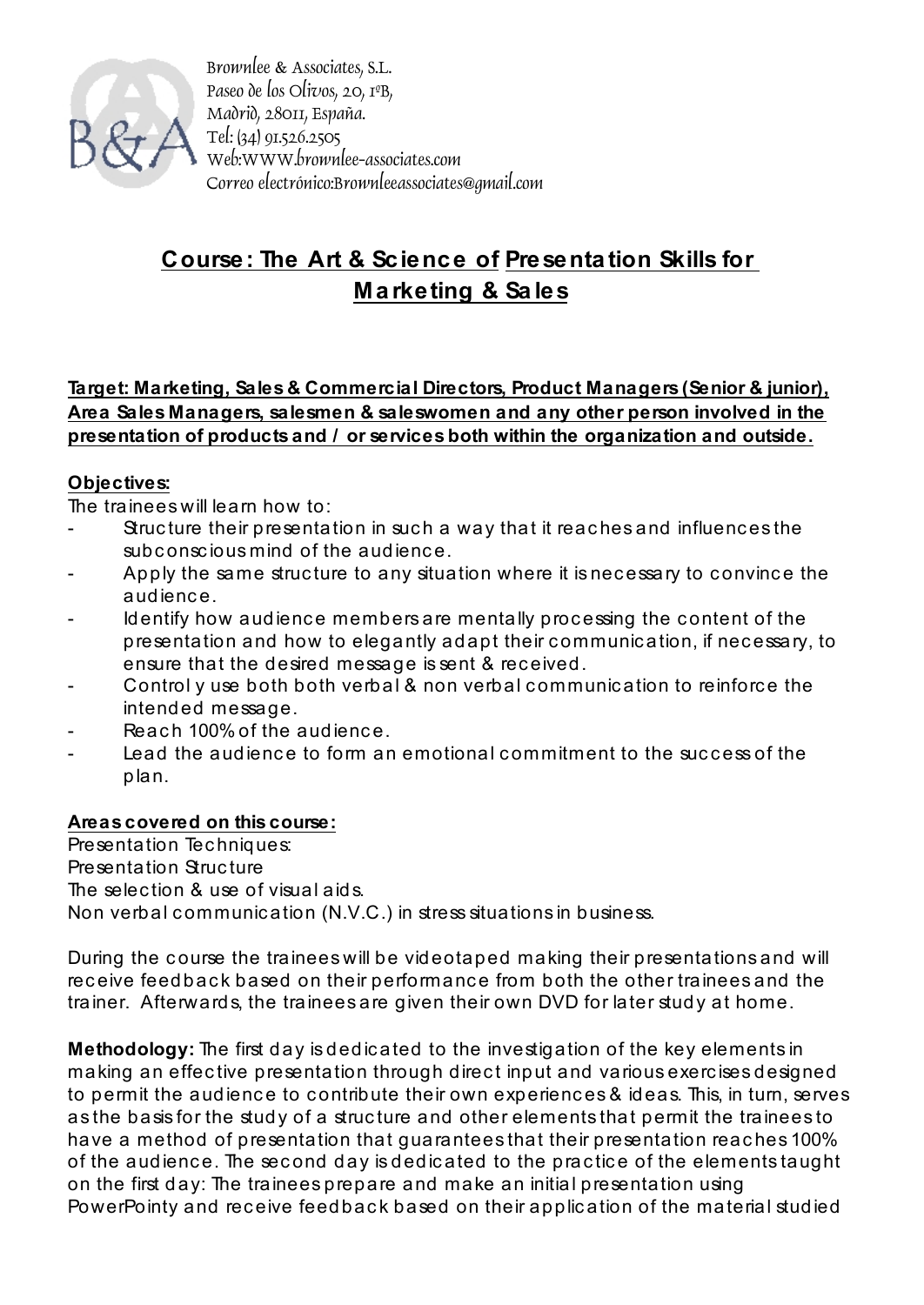Brownlee & Associates, S.L.
Paseo de los Olivos, 20, 1ºB,
Madrid, 28011, España.
Tel: (34) 91.526.2505
Web:WWW.brownlee-associates.com
Correo electrónico:Brownleeassociates@gmail.com

# Course: The Art & Science of Presentation Skills for Marketing & Sales

**Target: Marketing, Sales & Commercial Directors, Product Managers (Senior & junior), Area Sales Managers, salesmen & saleswomen and any other person involved in the presentation of products and / or services both within the organization and outside.**

**Objectives:**

The trainees will learn how to:

- Structure their presentation in such a way that it reaches and influences the subconscious mind of the audience.
- Apply the same structure to any situation where it is necessary to convince the audience.
- Identify how audience members are mentally processing the content of the presentation and how to elegantly adapt their communication, if necessary, to ensure that the desired message is sent & received.
- Control y use both both verbal & non verbal communication to reinforce the intended message.
- Reach 100% of the audience.
- Lead the audience to form an emotional commitment to the success of the plan.

**Areas covered on this course:**

Presentation Techniques:
Presentation Structure
The selection & use of visual aids.
Non verbal communication (N.V.C.) in stress situations in business.

During the course the trainees will be videotaped making their presentations and will receive feedback based on their performance from both the other trainees and the trainer. Afterwards, the trainees are given their own DVD for later study at home.

**Methodology:** The first day is dedicated to the investigation of the key elements in making an effective presentation through direct input and various exercises designed to permit the audience to contribute their own experiences & ideas. This, in turn, serves as the basis for the study of a structure and other elements that permit the trainees to have a method of presentation that guarantees that their presentation reaches 100% of the audience. The second day is dedicated to the practice of the elements taught on the first day: The trainees prepare and make an initial presentation using PowerPointy and receive feedback based on their application of the material studied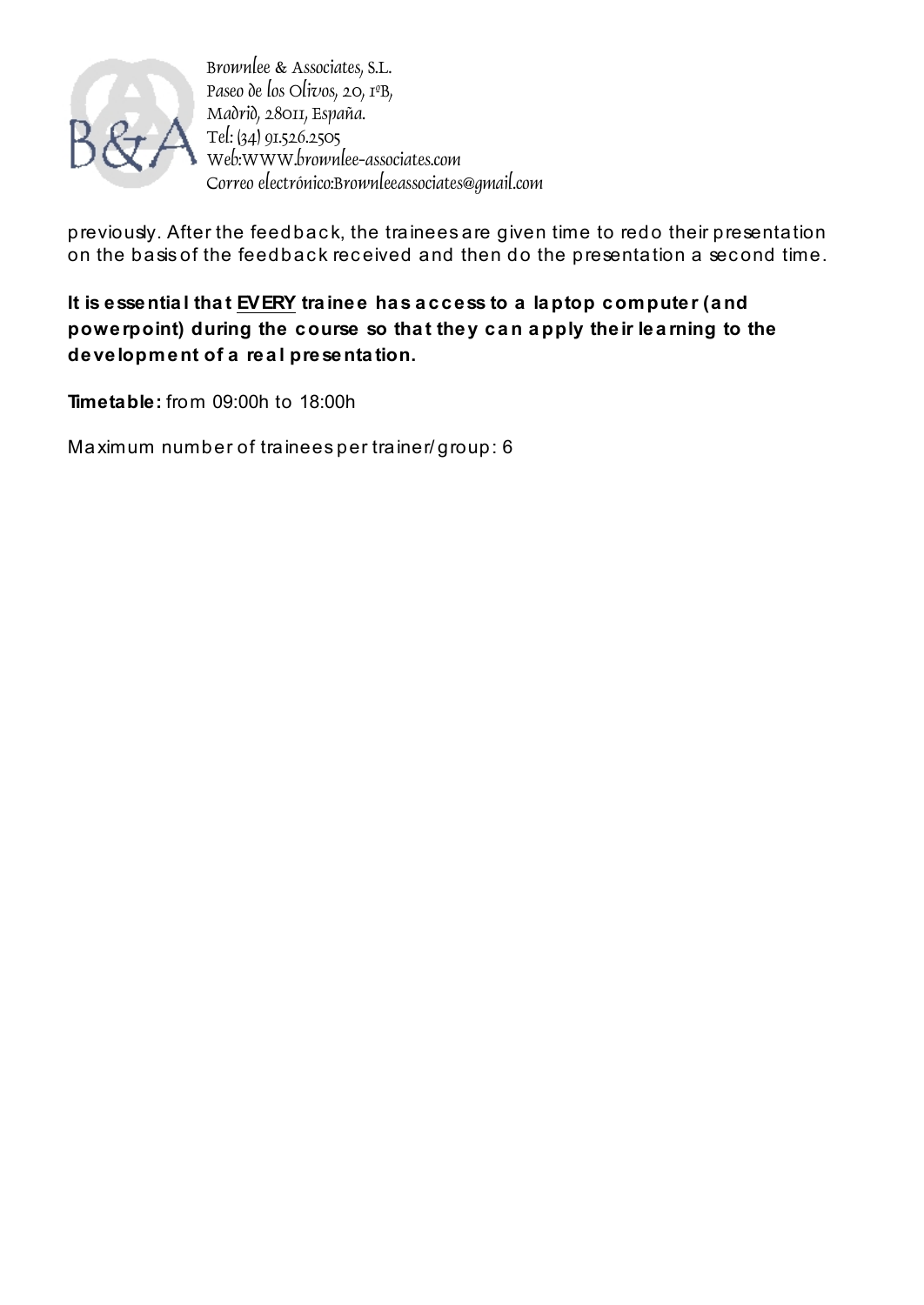previously. After the feedback, the trainees are given time to redo their presentation on the basis of the feedback received and then do the presentation a second time.

**It is essential that <u>EVERY</u> trainee has access to a laptop computer (and powerpoint) during the course so that they can apply their learning to the development of a real presentation.**

**Timetable:** from 09:00h to 18:00h

Maximum number of trainees per trainer/group: 6